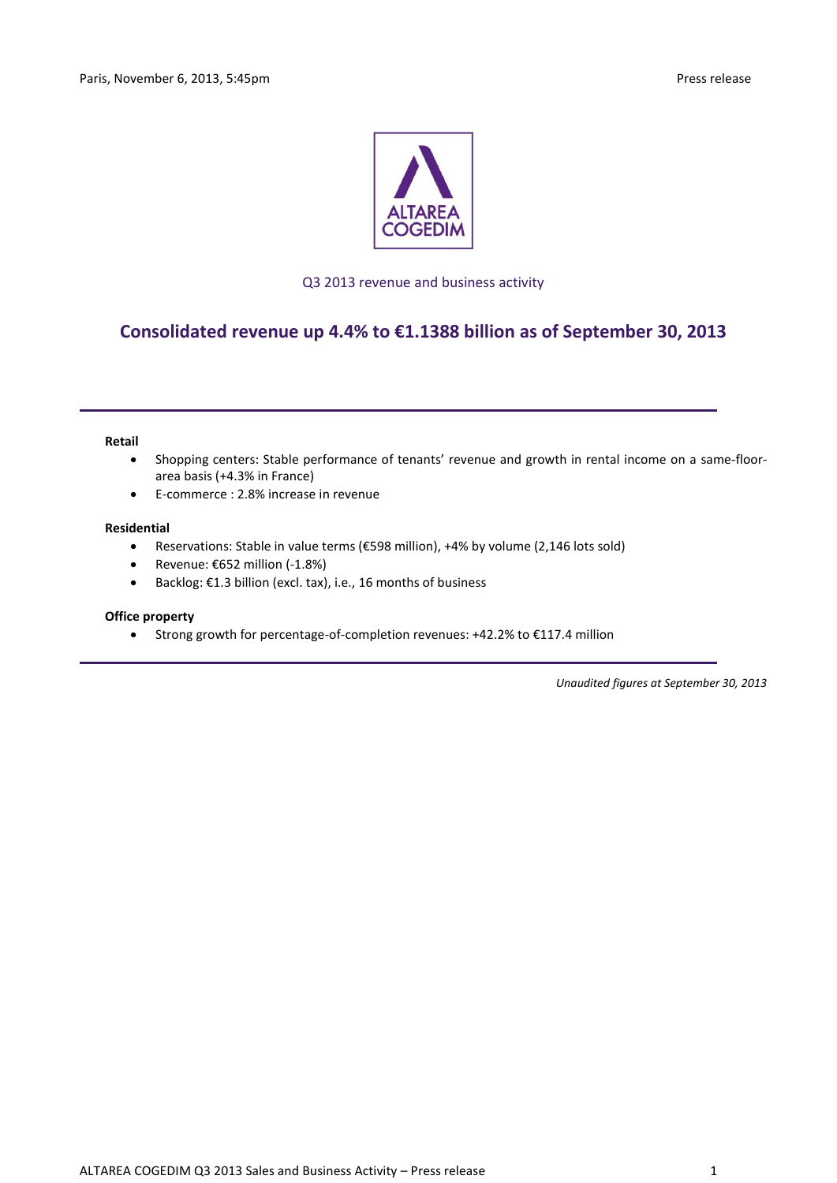Paris, November 6, 2013, 5:45pm

Press release

Q3 2013 revenue and business activity

# Consolidated revenue up 4.4% to €1.1388 billion as of September 30, 2013

---

**Retail**

- Shopping centers: Stable performance of tenants' revenue and growth in rental income on a same-floor-area basis (+4.3% in France)
- E-commerce : 2.8% increase in revenue

**Residential**

- Reservations: Stable in value terms (€598 million), +4% by volume (2,146 lots sold)
- Revenue: €652 million (-1.8%)
- Backlog: €1.3 billion (excl. tax), i.e., 16 months of business

**Office property**

- Strong growth for percentage-of-completion revenues: +42.2% to €117.4 million

---

*Unaudited figures at September 30, 2013*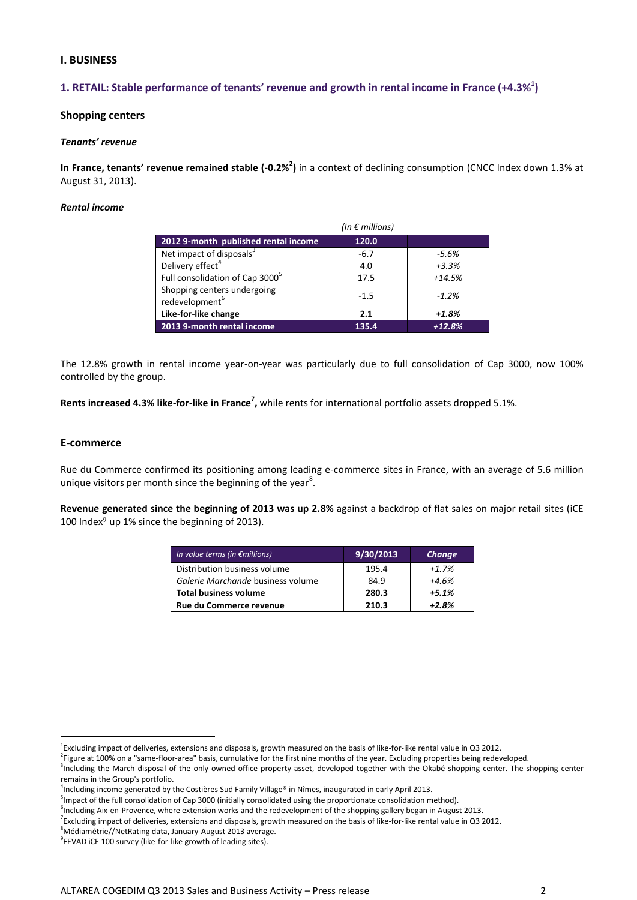## I. BUSINESS

### 1. RETAIL: Stable performance of tenants' revenue and growth in rental income in France (+4.3%[1])

#### Shopping centers

***Tenants' revenue***

**In France, tenants' revenue remained stable (-0.2%[2])** in a context of declining consumption (CNCC Index down 1.3% at August 31, 2013).

***Rental income***

| *(In € millions)* | | |
|---|---|---|
| **2012 9-month published rental income** | **120.0** | |
| Net impact of disposals[3] | -6.7 | *-5.6%* |
| Delivery effect[4] | 4.0 | *+3.3%* |
| Full consolidation of Cap 3000[5] | 17.5 | *+14.5%* |
| Shopping centers undergoing redevelopment[6] | -1.5 | *-1.2%* |
| **Like-for-like change** | **2.1** | ***+1.8%*** |
| **2013 9-month rental income** | **135.4** | ***+12.8%*** |

The 12.8% growth in rental income year-on-year was particularly due to full consolidation of Cap 3000, now 100% controlled by the group.

**Rents increased 4.3% like-for-like in France[7],** while rents for international portfolio assets dropped 5.1%.

#### E-commerce

Rue du Commerce confirmed its positioning among leading e-commerce sites in France, with an average of 5.6 million unique visitors per month since the beginning of the year[8].

**Revenue generated since the beginning of 2013 was up 2.8%** against a backdrop of flat sales on major retail sites (iCE 100 Index[9] up 1% since the beginning of 2013).

| *In value terms (in €millions)* | 9/30/2013 | *Change* |
|---|---|---|
| Distribution business volume | 195.4 | *+1.7%* |
| *Galerie Marchande* business volume | 84.9 | *+4.6%* |
| **Total business volume** | **280.3** | ***+5.1%*** |
| **Rue du Commerce revenue** | **210.3** | ***+2.8%*** |

[1] Excluding impact of deliveries, extensions and disposals, growth measured on the basis of like-for-like rental value in Q3 2012.
[2] Figure at 100% on a "same-floor-area" basis, cumulative for the first nine months of the year. Excluding properties being redeveloped.
[3] Including the March disposal of the only owned office property asset, developed together with the Okabé shopping center. The shopping center remains in the Group's portfolio.
[4] Including income generated by the Costières Sud Family Village® in Nîmes, inaugurated in early April 2013.
[5] Impact of the full consolidation of Cap 3000 (initially consolidated using the proportionate consolidation method).
[6] Including Aix-en-Provence, where extension works and the redevelopment of the shopping gallery began in August 2013.
[7] Excluding impact of deliveries, extensions and disposals, growth measured on the basis of like-for-like rental value in Q3 2012.
[8] Médiamétrie//NetRating data, January-August 2013 average.
[9] FEVAD iCE 100 survey (like-for-like growth of leading sites).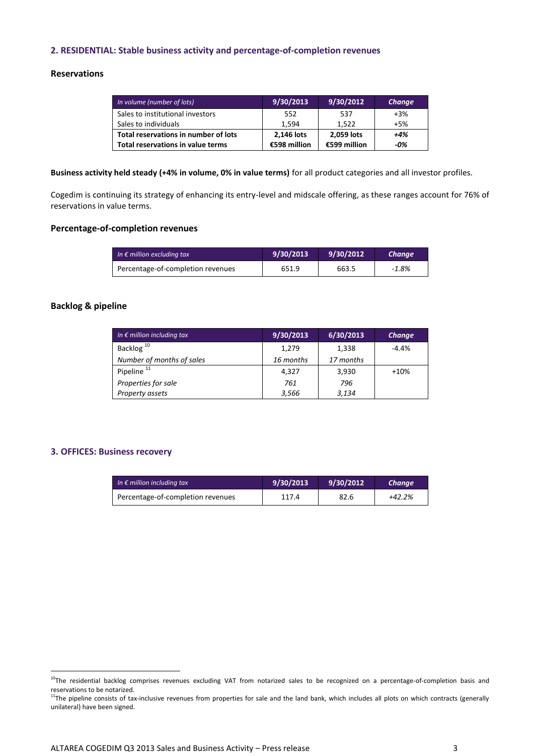## 2. RESIDENTIAL: Stable business activity and percentage-of-completion revenues

### Reservations

| *In volume (number of lots)* | 9/30/2013 | 9/30/2012 | *Change* |
|---|---|---|---|
| Sales to institutional investors | 552 | 537 | +3% |
| Sales to individuals | 1,594 | 1,522 | +5% |
| **Total reservations in number of lots** | **2,146 lots** | **2,059 lots** | ***+4%*** |
| **Total reservations in value terms** | **€598 million** | **€599 million** | ***-0%*** |

**Business activity held steady (+4% in volume, 0% in value terms)** for all product categories and all investor profiles.

Cogedim is continuing its strategy of enhancing its entry-level and midscale offering, as these ranges account for 76% of reservations in value terms.

### Percentage-of-completion revenues

| *In € million excluding tax* | 9/30/2013 | 9/30/2012 | *Change* |
|---|---|---|---|
| Percentage-of-completion revenues | 651.9 | 663.5 | *-1.8%* |

### Backlog & pipeline

| *In € million including tax* | 9/30/2013 | 6/30/2013 | *Change* |
|---|---|---|---|
| Backlog [10] | 1,279 | 1,338 | -4.4% |
| *Number of months of sales* | *16 months* | *17 months* | |
| Pipeline [11] | 4,327 | 3,930 | +10% |
| *Properties for sale* | *761* | *796* | |
| *Property assets* | *3,566* | *3,134* | |

## 3. OFFICES: Business recovery

| *In € million including tax* | 9/30/2013 | 9/30/2012 | *Change* |
|---|---|---|---|
| Percentage-of-completion revenues | 117.4 | 82.6 | *+42.2%* |

[10] The residential backlog comprises revenues excluding VAT from notarized sales to be recognized on a percentage-of-completion basis and reservations to be notarized.

[11] The pipeline consists of tax-inclusive revenues from properties for sale and the land bank, which includes all plots on which contracts (generally unilateral) have been signed.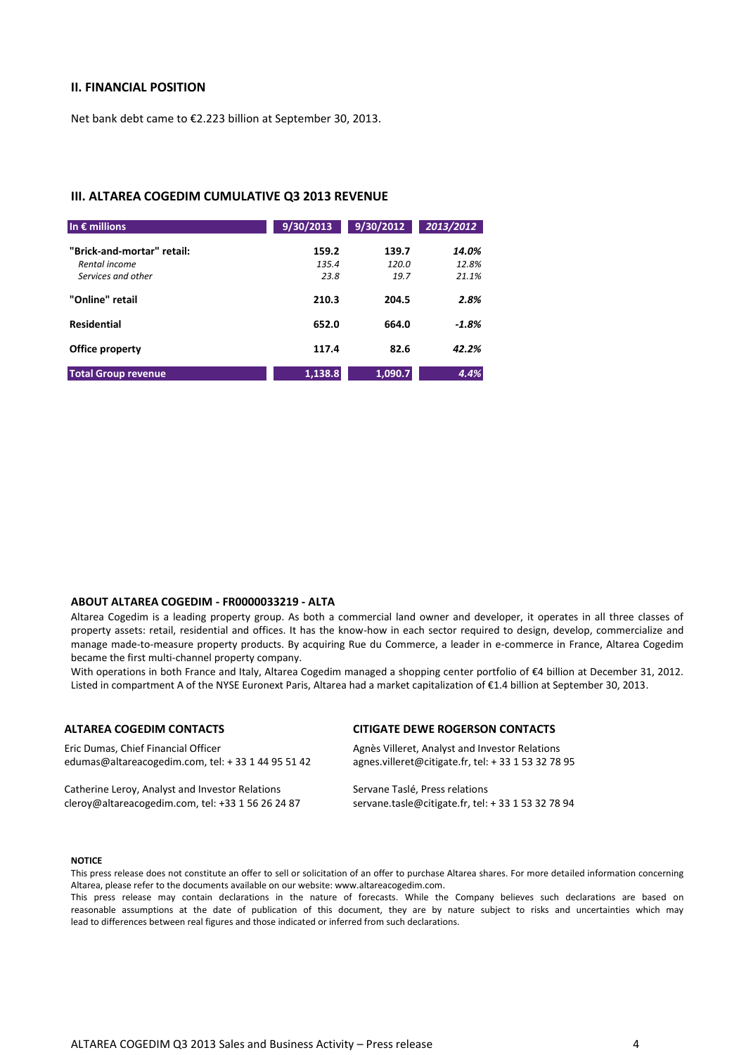## II. FINANCIAL POSITION

Net bank debt came to €2.223 billion at September 30, 2013.

## III. ALTAREA COGEDIM CUMULATIVE Q3 2013 REVENUE

| In € millions | 9/30/2013 | 9/30/2012 | *2013/2012* |
|---|---|---|---|
| **"Brick-and-mortar" retail:** | **159.2** | **139.7** | ***14.0%*** |
| *Rental income* | *135.4* | *120.0* | *12.8%* |
| *Services and other* | *23.8* | *19.7* | *21.1%* |
| **"Online" retail** | **210.3** | **204.5** | ***2.8%*** |
| **Residential** | **652.0** | **664.0** | ***-1.8%*** |
| **Office property** | **117.4** | **82.6** | ***42.2%*** |
| **Total Group revenue** | **1,138.8** | **1,090.7** | ***4.4%*** |

**ABOUT ALTAREA COGEDIM - FR0000033219 - ALTA**

Altarea Cogedim is a leading property group. As both a commercial land owner and developer, it operates in all three classes of property assets: retail, residential and offices. It has the know-how in each sector required to design, develop, commercialize and manage made-to-measure property products. By acquiring Rue du Commerce, a leader in e-commerce in France, Altarea Cogedim became the first multi-channel property company.

With operations in both France and Italy, Altarea Cogedim managed a shopping center portfolio of €4 billion at December 31, 2012. Listed in compartment A of the NYSE Euronext Paris, Altarea had a market capitalization of €1.4 billion at September 30, 2013.

**ALTAREA COGEDIM CONTACTS**

Eric Dumas, Chief Financial Officer
edumas@altareacogedim.com, tel: + 33 1 44 95 51 42

Catherine Leroy, Analyst and Investor Relations
cleroy@altareacogedim.com, tel: +33 1 56 26 24 87

**CITIGATE DEWE ROGERSON CONTACTS**

Agnès Villeret, Analyst and Investor Relations
agnes.villeret@citigate.fr, tel: + 33 1 53 32 78 95

Servane Taslé, Press relations
servane.tasle@citigate.fr, tel: + 33 1 53 32 78 94

**NOTICE**

This press release does not constitute an offer to sell or solicitation of an offer to purchase Altarea shares. For more detailed information concerning Altarea, please refer to the documents available on our website: www.altareacogedim.com.

This press release may contain declarations in the nature of forecasts. While the Company believes such declarations are based on reasonable assumptions at the date of publication of this document, they are by nature subject to risks and uncertainties which may lead to differences between real figures and those indicated or inferred from such declarations.